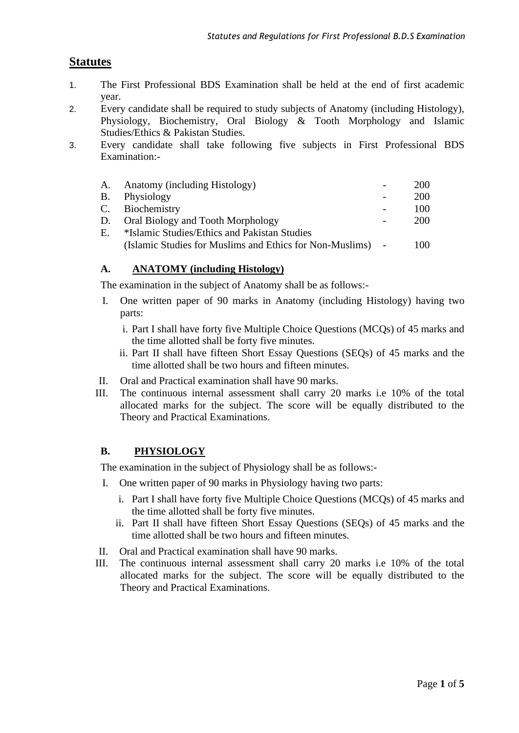## Statutes

1. The First Professional BDS Examination shall be held at the end of first academic year.
2. Every candidate shall be required to study subjects of Anatomy (including Histology), Physiology, Biochemistry, Oral Biology & Tooth Morphology and Islamic Studies/Ethics & Pakistan Studies.
3. Every candidate shall take following five subjects in First Professional BDS Examination:-

| | | | |
|---|---|---|---|
| A. | Anatomy (including Histology) | - | 200 |
| B. | Physiology | - | 200 |
| C. | Biochemistry | - | 100 |
| D. | Oral Biology and Tooth Morphology | - | 200 |
| E. | *Islamic Studies/Ethics and Pakistan Studies (Islamic Studies for Muslims and Ethics for Non-Muslims) | - | 100 |

### A. ANATOMY (including Histology)

The examination in the subject of Anatomy shall be as follows:-

I. One written paper of 90 marks in Anatomy (including Histology) having two parts:
   i. Part I shall have forty five Multiple Choice Questions (MCQs) of 45 marks and the time allotted shall be forty five minutes.
   ii. Part II shall have fifteen Short Essay Questions (SEQs) of 45 marks and the time allotted shall be two hours and fifteen minutes.

II. Oral and Practical examination shall have 90 marks.

III. The continuous internal assessment shall carry 20 marks i.e 10% of the total allocated marks for the subject. The score will be equally distributed to the Theory and Practical Examinations.

### B. PHYSIOLOGY

The examination in the subject of Physiology shall be as follows:-

I. One written paper of 90 marks in Physiology having two parts:
   i. Part I shall have forty five Multiple Choice Questions (MCQs) of 45 marks and the time allotted shall be forty five minutes.
   ii. Part II shall have fifteen Short Essay Questions (SEQs) of 45 marks and the time allotted shall be two hours and fifteen minutes.

II. Oral and Practical examination shall have 90 marks.

III. The continuous internal assessment shall carry 20 marks i.e 10% of the total allocated marks for the subject. The score will be equally distributed to the Theory and Practical Examinations.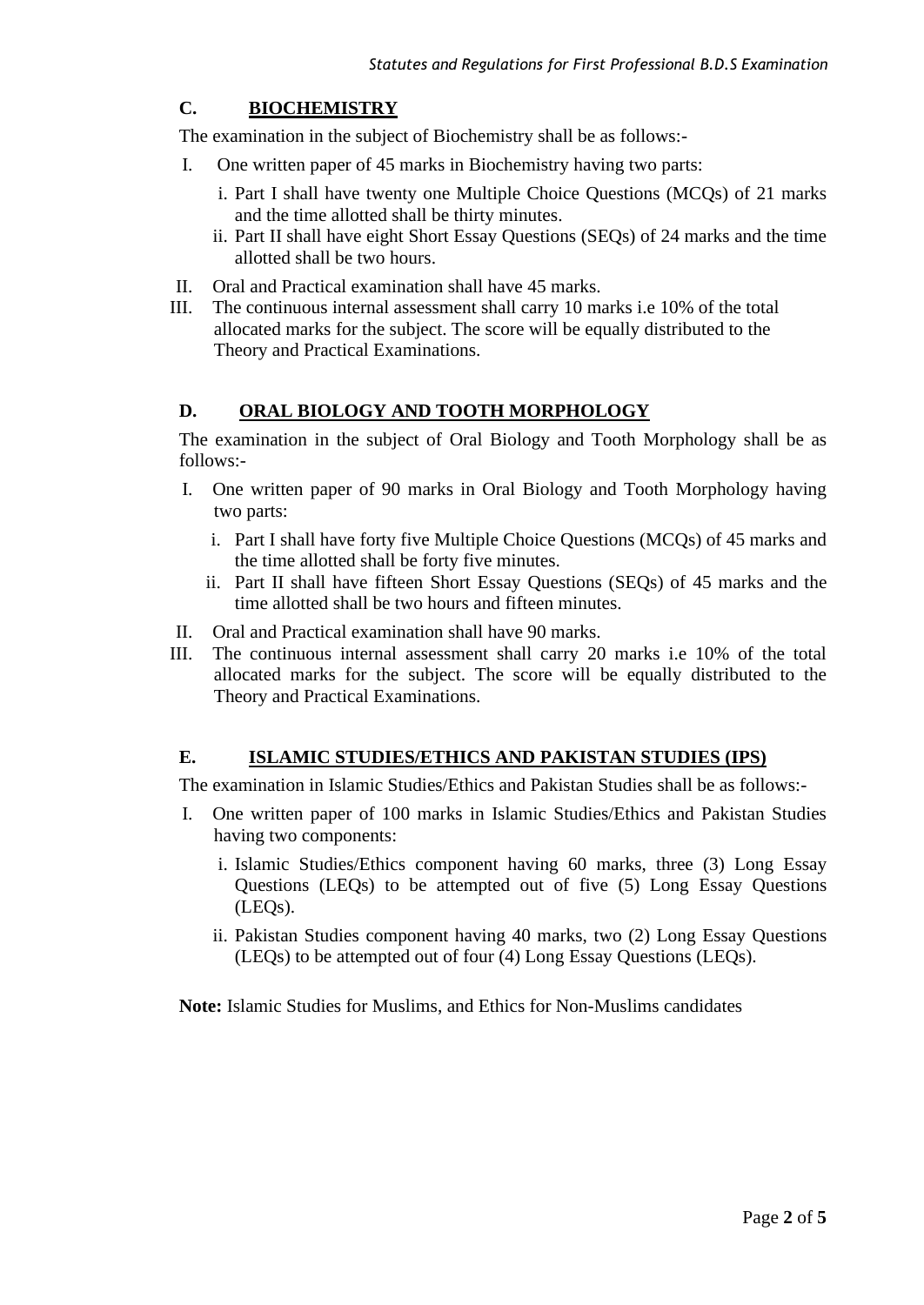## C. BIOCHEMISTRY

The examination in the subject of Biochemistry shall be as follows:-

I. One written paper of 45 marks in Biochemistry having two parts:

   i. Part I shall have twenty one Multiple Choice Questions (MCQs) of 21 marks and the time allotted shall be thirty minutes.

   ii. Part II shall have eight Short Essay Questions (SEQs) of 24 marks and the time allotted shall be two hours.

II. Oral and Practical examination shall have 45 marks.

III. The continuous internal assessment shall carry 10 marks i.e 10% of the total allocated marks for the subject. The score will be equally distributed to the Theory and Practical Examinations.

## D. ORAL BIOLOGY AND TOOTH MORPHOLOGY

The examination in the subject of Oral Biology and Tooth Morphology shall be as follows:-

I. One written paper of 90 marks in Oral Biology and Tooth Morphology having two parts:

   i. Part I shall have forty five Multiple Choice Questions (MCQs) of 45 marks and the time allotted shall be forty five minutes.

   ii. Part II shall have fifteen Short Essay Questions (SEQs) of 45 marks and the time allotted shall be two hours and fifteen minutes.

II. Oral and Practical examination shall have 90 marks.

III. The continuous internal assessment shall carry 20 marks i.e 10% of the total allocated marks for the subject. The score will be equally distributed to the Theory and Practical Examinations.

## E. ISLAMIC STUDIES/ETHICS AND PAKISTAN STUDIES (IPS)

The examination in Islamic Studies/Ethics and Pakistan Studies shall be as follows:-

I. One written paper of 100 marks in Islamic Studies/Ethics and Pakistan Studies having two components:

   i. Islamic Studies/Ethics component having 60 marks, three (3) Long Essay Questions (LEQs) to be attempted out of five (5) Long Essay Questions (LEQs).

   ii. Pakistan Studies component having 40 marks, two (2) Long Essay Questions (LEQs) to be attempted out of four (4) Long Essay Questions (LEQs).

**Note:** Islamic Studies for Muslims, and Ethics for Non-Muslims candidates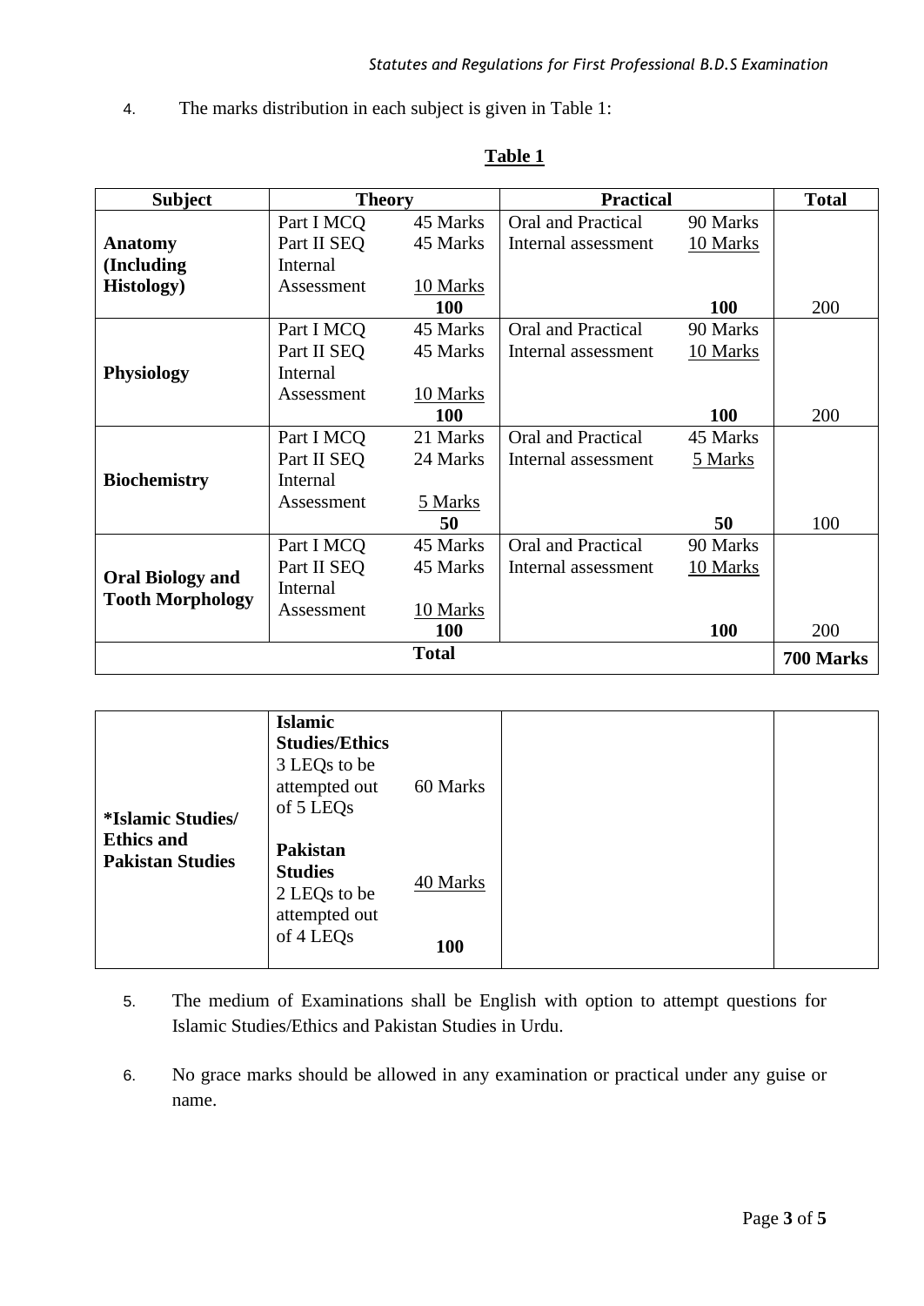4. The marks distribution in each subject is given in Table 1:

**Table 1**

| Subject | Theory | | Practical | | Total |
|---|---|---|---|---|---|
| **Anatomy (Including Histology)** | Part I MCQ | 45 Marks | Oral and Practical | 90 Marks | |
| | Part II SEQ | 45 Marks | Internal assessment | 10 Marks | |
| | Internal Assessment | 10 Marks | | | |
| | | **100** | | **100** | 200 |
| **Physiology** | Part I MCQ | 45 Marks | Oral and Practical | 90 Marks | |
| | Part II SEQ | 45 Marks | Internal assessment | 10 Marks | |
| | Internal Assessment | 10 Marks | | | |
| | | **100** | | **100** | 200 |
| **Biochemistry** | Part I MCQ | 21 Marks | Oral and Practical | 45 Marks | |
| | Part II SEQ | 24 Marks | Internal assessment | 5 Marks | |
| | Internal Assessment | 5 Marks | | | |
| | | **50** | | **50** | 100 |
| **Oral Biology and Tooth Morphology** | Part I MCQ | 45 Marks | Oral and Practical | 90 Marks | |
| | Part II SEQ | 45 Marks | Internal assessment | 10 Marks | |
| | Internal Assessment | 10 Marks | | | |
| | | **100** | | **100** | 200 |
| **Total** | | | | | **700 Marks** |

| | | | | |
|---|---|---|---|---|
| **\*Islamic Studies/ Ethics and Pakistan Studies** | **Islamic Studies/Ethics** 3 LEQs to be attempted out of 5 LEQs | 60 Marks | | |
| | **Pakistan Studies** 2 LEQs to be attempted out of 4 LEQs | 40 Marks | | |
| | | **100** | | |

5. The medium of Examinations shall be English with option to attempt questions for Islamic Studies/Ethics and Pakistan Studies in Urdu.

6. No grace marks should be allowed in any examination or practical under any guise or name.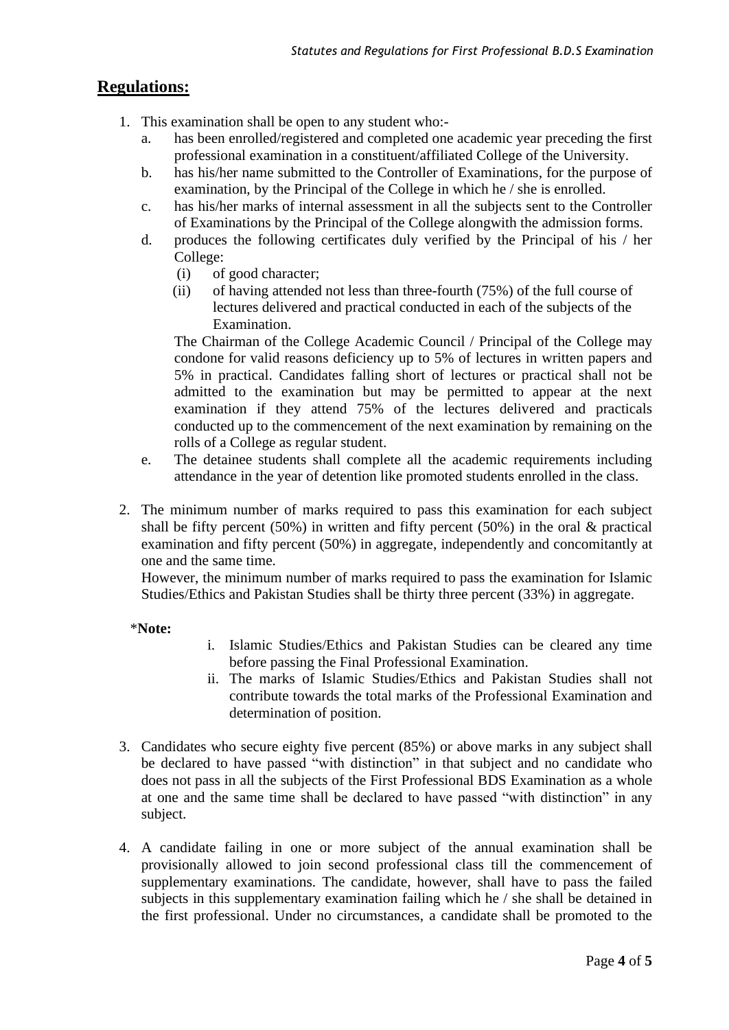## Regulations:

1. This examination shall be open to any student who:-
   a. has been enrolled/registered and completed one academic year preceding the first professional examination in a constituent/affiliated College of the University.
   b. has his/her name submitted to the Controller of Examinations, for the purpose of examination, by the Principal of the College in which he / she is enrolled.
   c. has his/her marks of internal assessment in all the subjects sent to the Controller of Examinations by the Principal of the College alongwith the admission forms.
   d. produces the following certificates duly verified by the Principal of his / her College:
      (i) of good character;
      (ii) of having attended not less than three-fourth (75%) of the full course of lectures delivered and practical conducted in each of the subjects of the Examination.

      The Chairman of the College Academic Council / Principal of the College may condone for valid reasons deficiency up to 5% of lectures in written papers and 5% in practical. Candidates falling short of lectures or practical shall not be admitted to the examination but may be permitted to appear at the next examination if they attend 75% of the lectures delivered and practicals conducted up to the commencement of the next examination by remaining on the rolls of a College as regular student.
   e. The detainee students shall complete all the academic requirements including attendance in the year of detention like promoted students enrolled in the class.

2. The minimum number of marks required to pass this examination for each subject shall be fifty percent (50%) in written and fifty percent (50%) in the oral & practical examination and fifty percent (50%) in aggregate, independently and concomitantly at one and the same time.
   However, the minimum number of marks required to pass the examination for Islamic Studies/Ethics and Pakistan Studies shall be thirty three percent (33%) in aggregate.

   ***Note:**

   i. Islamic Studies/Ethics and Pakistan Studies can be cleared any time before passing the Final Professional Examination.
   ii. The marks of Islamic Studies/Ethics and Pakistan Studies shall not contribute towards the total marks of the Professional Examination and determination of position.

3. Candidates who secure eighty five percent (85%) or above marks in any subject shall be declared to have passed "with distinction" in that subject and no candidate who does not pass in all the subjects of the First Professional BDS Examination as a whole at one and the same time shall be declared to have passed "with distinction" in any subject.

4. A candidate failing in one or more subject of the annual examination shall be provisionally allowed to join second professional class till the commencement of supplementary examinations. The candidate, however, shall have to pass the failed subjects in this supplementary examination failing which he / she shall be detained in the first professional. Under no circumstances, a candidate shall be promoted to the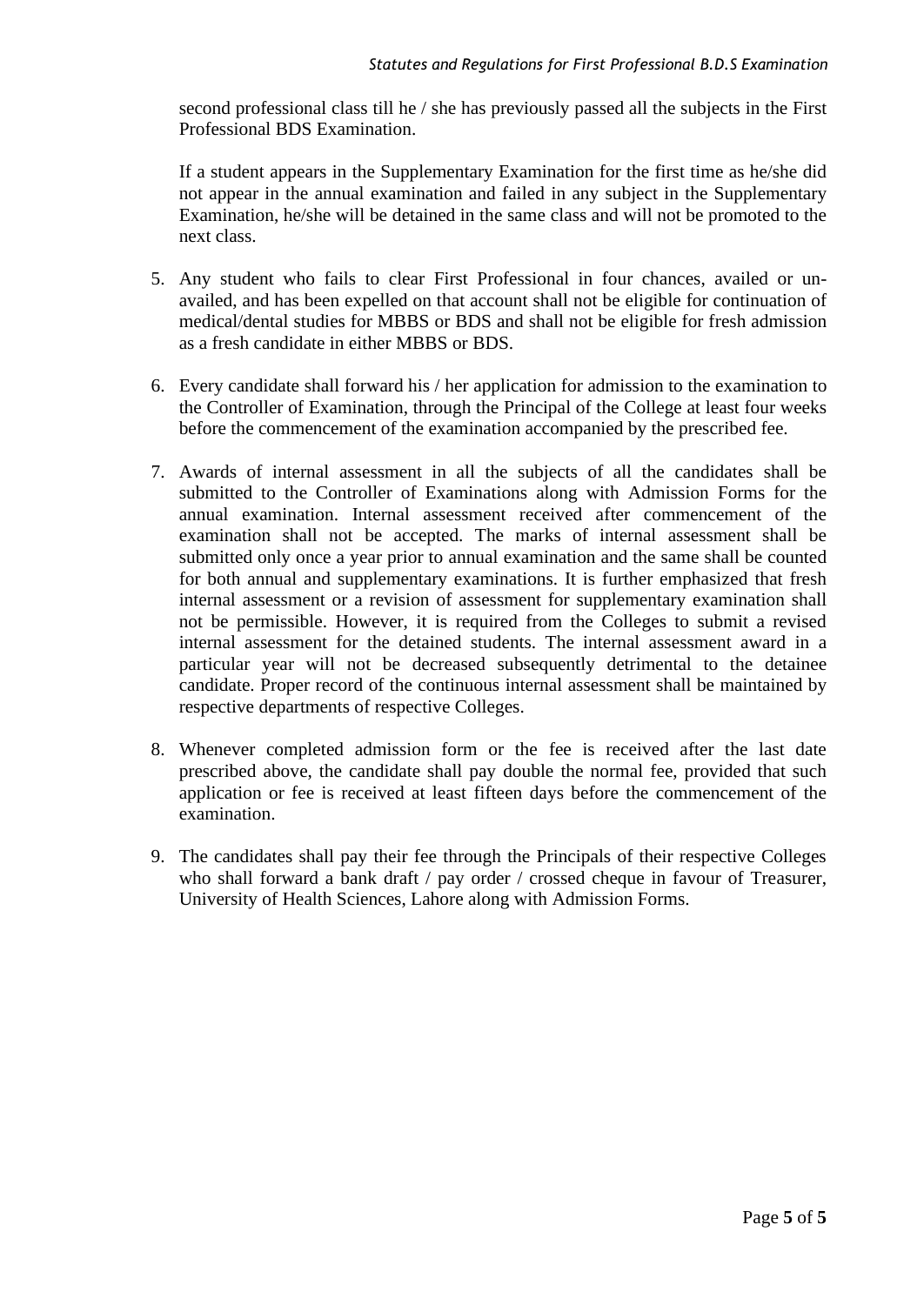second professional class till he / she has previously passed all the subjects in the First Professional BDS Examination.

If a student appears in the Supplementary Examination for the first time as he/she did not appear in the annual examination and failed in any subject in the Supplementary Examination, he/she will be detained in the same class and will not be promoted to the next class.

5. Any student who fails to clear First Professional in four chances, availed or un-availed, and has been expelled on that account shall not be eligible for continuation of medical/dental studies for MBBS or BDS and shall not be eligible for fresh admission as a fresh candidate in either MBBS or BDS.

6. Every candidate shall forward his / her application for admission to the examination to the Controller of Examination, through the Principal of the College at least four weeks before the commencement of the examination accompanied by the prescribed fee.

7. Awards of internal assessment in all the subjects of all the candidates shall be submitted to the Controller of Examinations along with Admission Forms for the annual examination. Internal assessment received after commencement of the examination shall not be accepted. The marks of internal assessment shall be submitted only once a year prior to annual examination and the same shall be counted for both annual and supplementary examinations. It is further emphasized that fresh internal assessment or a revision of assessment for supplementary examination shall not be permissible. However, it is required from the Colleges to submit a revised internal assessment for the detained students. The internal assessment award in a particular year will not be decreased subsequently detrimental to the detainee candidate. Proper record of the continuous internal assessment shall be maintained by respective departments of respective Colleges.

8. Whenever completed admission form or the fee is received after the last date prescribed above, the candidate shall pay double the normal fee, provided that such application or fee is received at least fifteen days before the commencement of the examination.

9. The candidates shall pay their fee through the Principals of their respective Colleges who shall forward a bank draft / pay order / crossed cheque in favour of Treasurer, University of Health Sciences, Lahore along with Admission Forms.